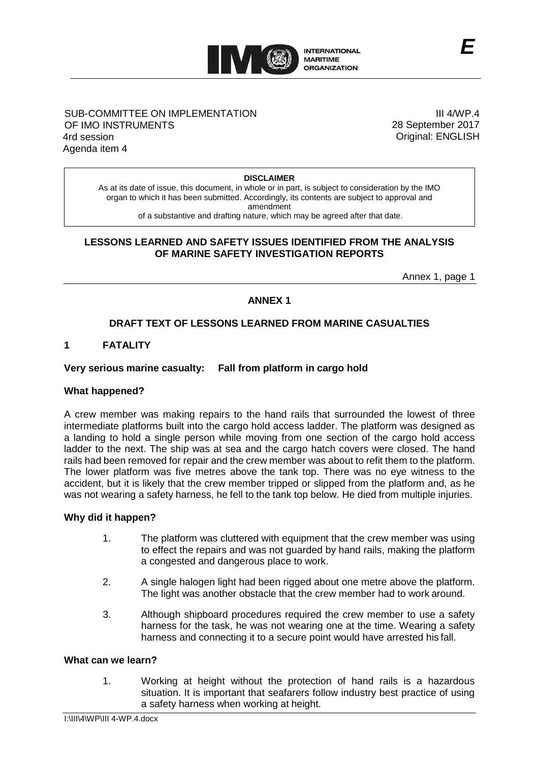SUB-COMMITTEE ON IMPLEMENTATION OF IMO INSTRUMENTS
4rd session
Agenda item 4

III 4/WP.4
28 September 2017
Original: ENGLISH

**DISCLAIMER**
As at its date of issue, this document, in whole or in part, is subject to consideration by the IMO organ to which it has been submitted. Accordingly, its contents are subject to approval and amendment of a substantive and drafting nature, which may be agreed after that date.

## LESSONS LEARNED AND SAFETY ISSUES IDENTIFIED FROM THE ANALYSIS OF MARINE SAFETY INVESTIGATION REPORTS

## ANNEX 1

## DRAFT TEXT OF LESSONS LEARNED FROM MARINE CASUALTIES

### 1 FATALITY

**Very serious marine casualty: Fall from platform in cargo hold**

**What happened?**

A crew member was making repairs to the hand rails that surrounded the lowest of three intermediate platforms built into the cargo hold access ladder. The platform was designed as a landing to hold a single person while moving from one section of the cargo hold access ladder to the next. The ship was at sea and the cargo hatch covers were closed. The hand rails had been removed for repair and the crew member was about to refit them to the platform. The lower platform was five metres above the tank top. There was no eye witness to the accident, but it is likely that the crew member tripped or slipped from the platform and, as he was not wearing a safety harness, he fell to the tank top below. He died from multiple injuries.

**Why did it happen?**

1. The platform was cluttered with equipment that the crew member was using to effect the repairs and was not guarded by hand rails, making the platform a congested and dangerous place to work.
2. A single halogen light had been rigged about one metre above the platform. The light was another obstacle that the crew member had to work around.
3. Although shipboard procedures required the crew member to use a safety harness for the task, he was not wearing one at the time. Wearing a safety harness and connecting it to a secure point would have arrested his fall.

**What can we learn?**

1. Working at height without the protection of hand rails is a hazardous situation. It is important that seafarers follow industry best practice of using a safety harness when working at height.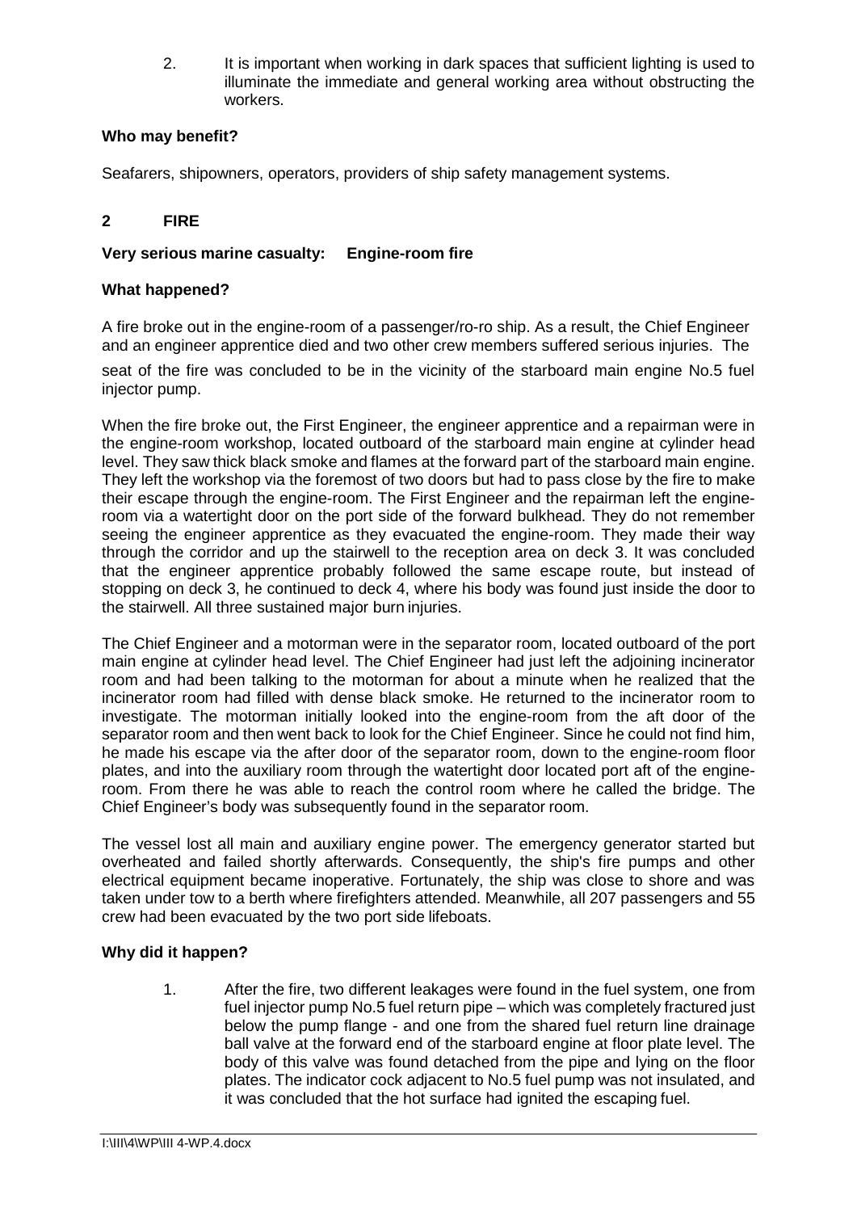2. It is important when working in dark spaces that sufficient lighting is used to illuminate the immediate and general working area without obstructing the workers.

**Who may benefit?**

Seafarers, shipowners, operators, providers of ship safety management systems.

## 2 FIRE

**Very serious marine casualty: Engine-room fire**

**What happened?**

A fire broke out in the engine-room of a passenger/ro-ro ship. As a result, the Chief Engineer and an engineer apprentice died and two other crew members suffered serious injuries. The seat of the fire was concluded to be in the vicinity of the starboard main engine No.5 fuel injector pump.

When the fire broke out, the First Engineer, the engineer apprentice and a repairman were in the engine-room workshop, located outboard of the starboard main engine at cylinder head level. They saw thick black smoke and flames at the forward part of the starboard main engine. They left the workshop via the foremost of two doors but had to pass close by the fire to make their escape through the engine-room. The First Engineer and the repairman left the engine-room via a watertight door on the port side of the forward bulkhead. They do not remember seeing the engineer apprentice as they evacuated the engine-room. They made their way through the corridor and up the stairwell to the reception area on deck 3. It was concluded that the engineer apprentice probably followed the same escape route, but instead of stopping on deck 3, he continued to deck 4, where his body was found just inside the door to the stairwell. All three sustained major burn injuries.

The Chief Engineer and a motorman were in the separator room, located outboard of the port main engine at cylinder head level. The Chief Engineer had just left the adjoining incinerator room and had been talking to the motorman for about a minute when he realized that the incinerator room had filled with dense black smoke. He returned to the incinerator room to investigate. The motorman initially looked into the engine-room from the aft door of the separator room and then went back to look for the Chief Engineer. Since he could not find him, he made his escape via the after door of the separator room, down to the engine-room floor plates, and into the auxiliary room through the watertight door located port aft of the engine-room. From there he was able to reach the control room where he called the bridge. The Chief Engineer's body was subsequently found in the separator room.

The vessel lost all main and auxiliary engine power. The emergency generator started but overheated and failed shortly afterwards. Consequently, the ship's fire pumps and other electrical equipment became inoperative. Fortunately, the ship was close to shore and was taken under tow to a berth where firefighters attended. Meanwhile, all 207 passengers and 55 crew had been evacuated by the two port side lifeboats.

**Why did it happen?**

1. After the fire, two different leakages were found in the fuel system, one from fuel injector pump No.5 fuel return pipe – which was completely fractured just below the pump flange - and one from the shared fuel return line drainage ball valve at the forward end of the starboard engine at floor plate level. The body of this valve was found detached from the pipe and lying on the floor plates. The indicator cock adjacent to No.5 fuel pump was not insulated, and it was concluded that the hot surface had ignited the escaping fuel.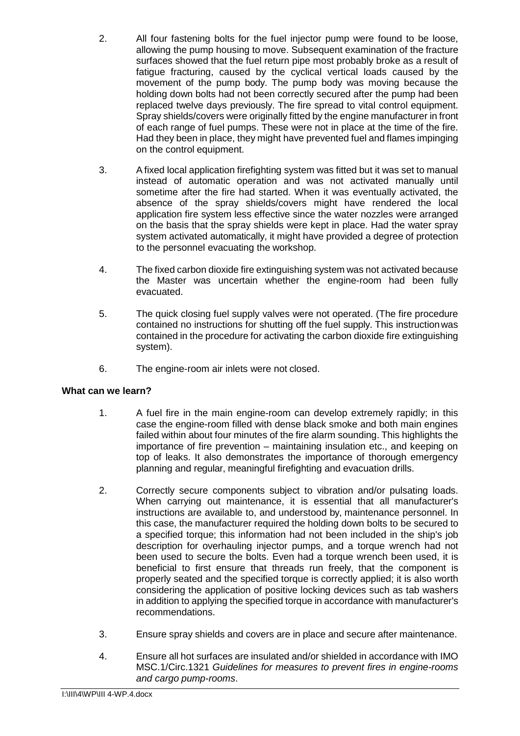2. All four fastening bolts for the fuel injector pump were found to be loose, allowing the pump housing to move. Subsequent examination of the fracture surfaces showed that the fuel return pipe most probably broke as a result of fatigue fracturing, caused by the cyclical vertical loads caused by the movement of the pump body. The pump body was moving because the holding down bolts had not been correctly secured after the pump had been replaced twelve days previously. The fire spread to vital control equipment. Spray shields/covers were originally fitted by the engine manufacturer in front of each range of fuel pumps. These were not in place at the time of the fire. Had they been in place, they might have prevented fuel and flames impinging on the control equipment.

3. A fixed local application firefighting system was fitted but it was set to manual instead of automatic operation and was not activated manually until sometime after the fire had started. When it was eventually activated, the absence of the spray shields/covers might have rendered the local application fire system less effective since the water nozzles were arranged on the basis that the spray shields were kept in place. Had the water spray system activated automatically, it might have provided a degree of protection to the personnel evacuating the workshop.

4. The fixed carbon dioxide fire extinguishing system was not activated because the Master was uncertain whether the engine-room had been fully evacuated.

5. The quick closing fuel supply valves were not operated. (The fire procedure contained no instructions for shutting off the fuel supply. This instruction was contained in the procedure for activating the carbon dioxide fire extinguishing system).

6. The engine-room air inlets were not closed.

**What can we learn?**

1. A fuel fire in the main engine-room can develop extremely rapidly; in this case the engine-room filled with dense black smoke and both main engines failed within about four minutes of the fire alarm sounding. This highlights the importance of fire prevention – maintaining insulation etc., and keeping on top of leaks. It also demonstrates the importance of thorough emergency planning and regular, meaningful firefighting and evacuation drills.

2. Correctly secure components subject to vibration and/or pulsating loads. When carrying out maintenance, it is essential that all manufacturer's instructions are available to, and understood by, maintenance personnel. In this case, the manufacturer required the holding down bolts to be secured to a specified torque; this information had not been included in the ship's job description for overhauling injector pumps, and a torque wrench had not been used to secure the bolts. Even had a torque wrench been used, it is beneficial to first ensure that threads run freely, that the component is properly seated and the specified torque is correctly applied; it is also worth considering the application of positive locking devices such as tab washers in addition to applying the specified torque in accordance with manufacturer's recommendations.

3. Ensure spray shields and covers are in place and secure after maintenance.

4. Ensure all hot surfaces are insulated and/or shielded in accordance with IMO MSC.1/Circ.1321 *Guidelines for measures to prevent fires in engine-rooms and cargo pump-rooms*.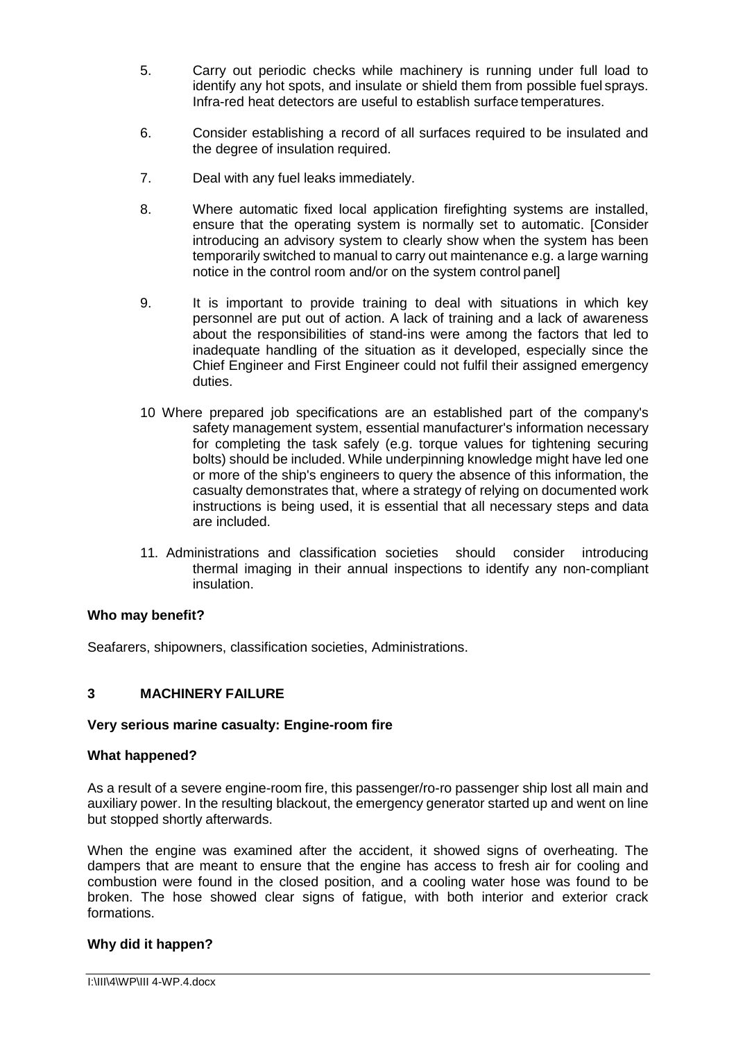5. Carry out periodic checks while machinery is running under full load to identify any hot spots, and insulate or shield them from possible fuel sprays. Infra-red heat detectors are useful to establish surface temperatures.

6. Consider establishing a record of all surfaces required to be insulated and the degree of insulation required.

7. Deal with any fuel leaks immediately.

8. Where automatic fixed local application firefighting systems are installed, ensure that the operating system is normally set to automatic. [Consider introducing an advisory system to clearly show when the system has been temporarily switched to manual to carry out maintenance e.g. a large warning notice in the control room and/or on the system control panel]

9. It is important to provide training to deal with situations in which key personnel are put out of action. A lack of training and a lack of awareness about the responsibilities of stand-ins were among the factors that led to inadequate handling of the situation as it developed, especially since the Chief Engineer and First Engineer could not fulfil their assigned emergency duties.

10. Where prepared job specifications are an established part of the company's safety management system, essential manufacturer's information necessary for completing the task safely (e.g. torque values for tightening securing bolts) should be included. While underpinning knowledge might have led one or more of the ship's engineers to query the absence of this information, the casualty demonstrates that, where a strategy of relying on documented work instructions is being used, it is essential that all necessary steps and data are included.

11. Administrations and classification societies should consider introducing thermal imaging in their annual inspections to identify any non-compliant insulation.

**Who may benefit?**

Seafarers, shipowners, classification societies, Administrations.

## 3 MACHINERY FAILURE

**Very serious marine casualty: Engine-room fire**

**What happened?**

As a result of a severe engine-room fire, this passenger/ro-ro passenger ship lost all main and auxiliary power. In the resulting blackout, the emergency generator started up and went on line but stopped shortly afterwards.

When the engine was examined after the accident, it showed signs of overheating. The dampers that are meant to ensure that the engine has access to fresh air for cooling and combustion were found in the closed position, and a cooling water hose was found to be broken. The hose showed clear signs of fatigue, with both interior and exterior crack formations.

**Why did it happen?**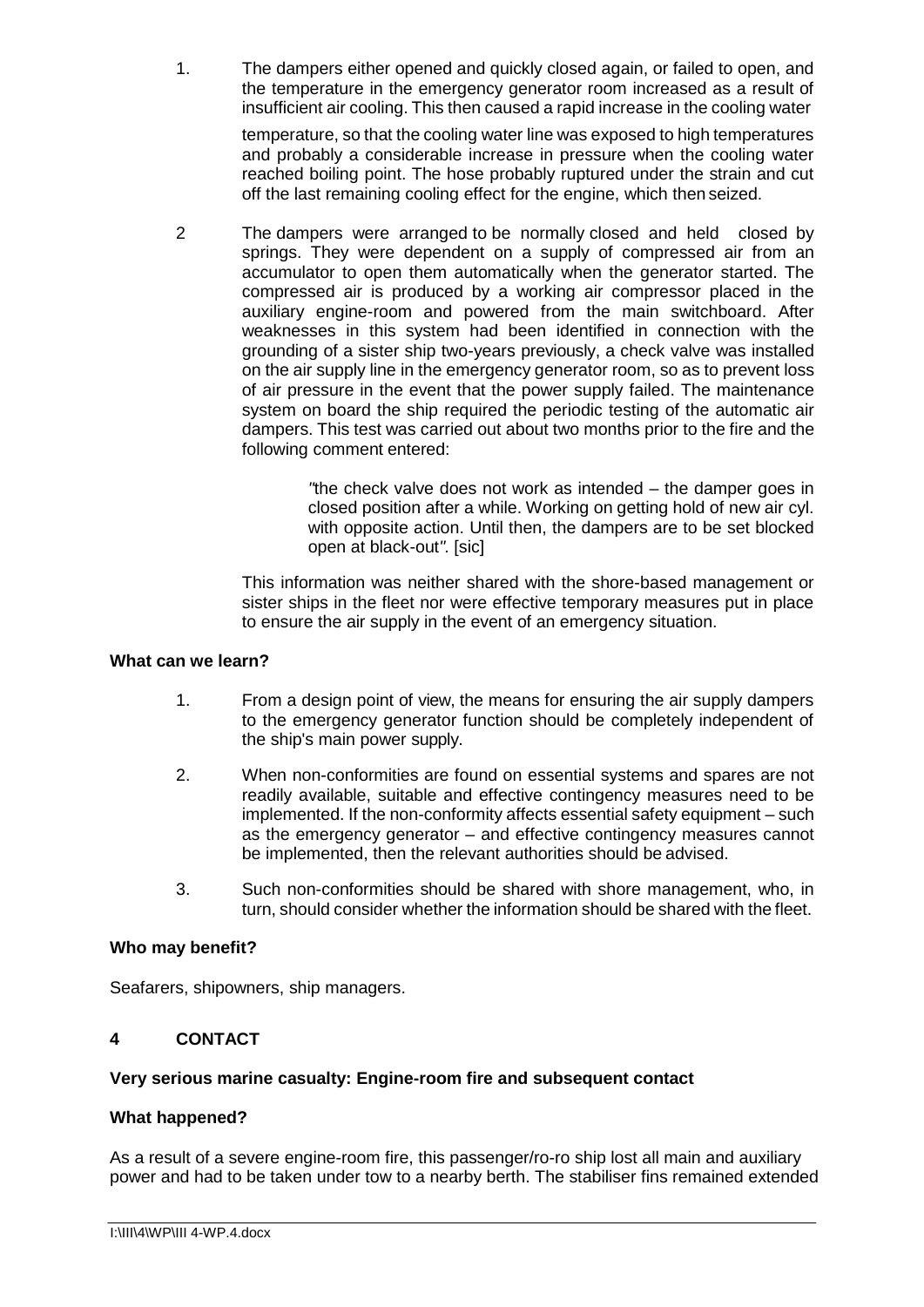1. The dampers either opened and quickly closed again, or failed to open, and the temperature in the emergency generator room increased as a result of insufficient air cooling. This then caused a rapid increase in the cooling water temperature, so that the cooling water line was exposed to high temperatures and probably a considerable increase in pressure when the cooling water reached boiling point. The hose probably ruptured under the strain and cut off the last remaining cooling effect for the engine, which then seized.

2. The dampers were arranged to be normally closed and held closed by springs. They were dependent on a supply of compressed air from an accumulator to open them automatically when the generator started. The compressed air is produced by a working air compressor placed in the auxiliary engine-room and powered from the main switchboard. After weaknesses in this system had been identified in connection with the grounding of a sister ship two-years previously, a check valve was installed on the air supply line in the emergency generator room, so as to prevent loss of air pressure in the event that the power supply failed. The maintenance system on board the ship required the periodic testing of the automatic air dampers. This test was carried out about two months prior to the fire and the following comment entered:

   > *"the check valve does not work as intended – the damper goes in closed position after a while. Working on getting hold of new air cyl. with opposite action. Until then, the dampers are to be set blocked open at black-out".* [sic]

   This information was neither shared with the shore-based management or sister ships in the fleet nor were effective temporary measures put in place to ensure the air supply in the event of an emergency situation.

**What can we learn?**

1. From a design point of view, the means for ensuring the air supply dampers to the emergency generator function should be completely independent of the ship's main power supply.

2. When non-conformities are found on essential systems and spares are not readily available, suitable and effective contingency measures need to be implemented. If the non-conformity affects essential safety equipment – such as the emergency generator – and effective contingency measures cannot be implemented, then the relevant authorities should be advised.

3. Such non-conformities should be shared with shore management, who, in turn, should consider whether the information should be shared with the fleet.

**Who may benefit?**

Seafarers, shipowners, ship managers.

## 4 CONTACT

**Very serious marine casualty: Engine-room fire and subsequent contact**

**What happened?**

As a result of a severe engine-room fire, this passenger/ro-ro ship lost all main and auxiliary power and had to be taken under tow to a nearby berth. The stabiliser fins remained extended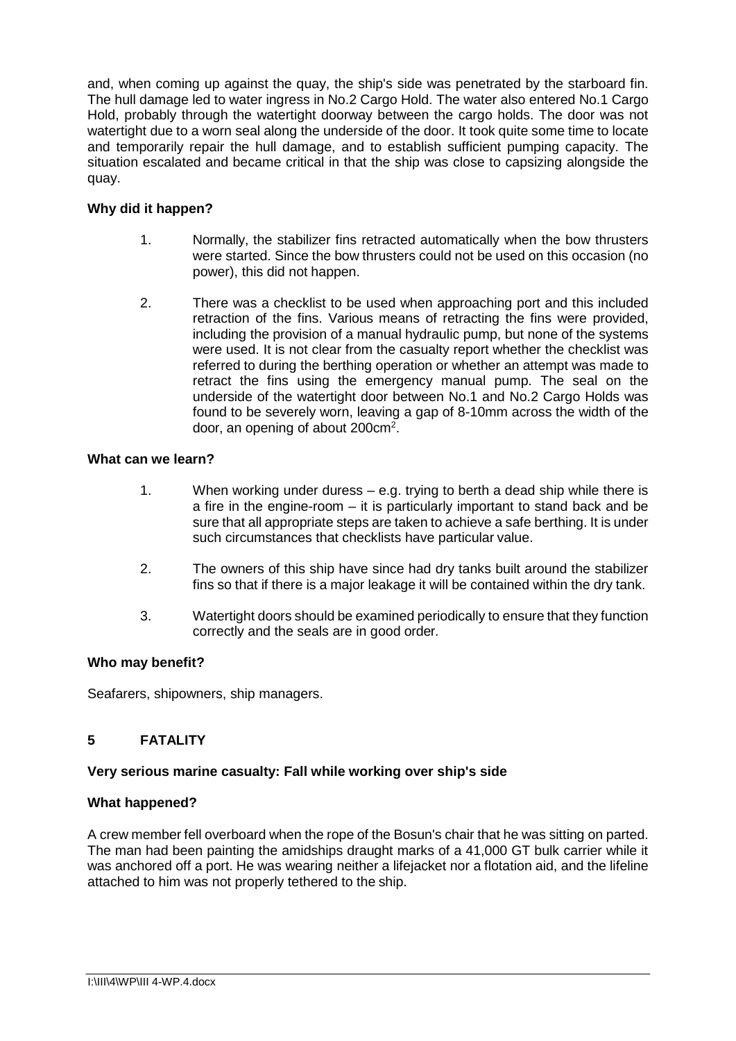and, when coming up against the quay, the ship's side was penetrated by the starboard fin. The hull damage led to water ingress in No.2 Cargo Hold. The water also entered No.1 Cargo Hold, probably through the watertight doorway between the cargo holds. The door was not watertight due to a worn seal along the underside of the door. It took quite some time to locate and temporarily repair the hull damage, and to establish sufficient pumping capacity. The situation escalated and became critical in that the ship was close to capsizing alongside the quay.

**Why did it happen?**

1. Normally, the stabilizer fins retracted automatically when the bow thrusters were started. Since the bow thrusters could not be used on this occasion (no power), this did not happen.

2. There was a checklist to be used when approaching port and this included retraction of the fins. Various means of retracting the fins were provided, including the provision of a manual hydraulic pump, but none of the systems were used. It is not clear from the casualty report whether the checklist was referred to during the berthing operation or whether an attempt was made to retract the fins using the emergency manual pump. The seal on the underside of the watertight door between No.1 and No.2 Cargo Holds was found to be severely worn, leaving a gap of 8-10mm across the width of the door, an opening of about 200cm$^2$.

**What can we learn?**

1. When working under duress – e.g. trying to berth a dead ship while there is a fire in the engine-room – it is particularly important to stand back and be sure that all appropriate steps are taken to achieve a safe berthing. It is under such circumstances that checklists have particular value.

2. The owners of this ship have since had dry tanks built around the stabilizer fins so that if there is a major leakage it will be contained within the dry tank.

3. Watertight doors should be examined periodically to ensure that they function correctly and the seals are in good order.

**Who may benefit?**

Seafarers, shipowners, ship managers.

## 5 FATALITY

**Very serious marine casualty: Fall while working over ship's side**

**What happened?**

A crew member fell overboard when the rope of the Bosun's chair that he was sitting on parted. The man had been painting the amidships draught marks of a 41,000 GT bulk carrier while it was anchored off a port. He was wearing neither a lifejacket nor a flotation aid, and the lifeline attached to him was not properly tethered to the ship.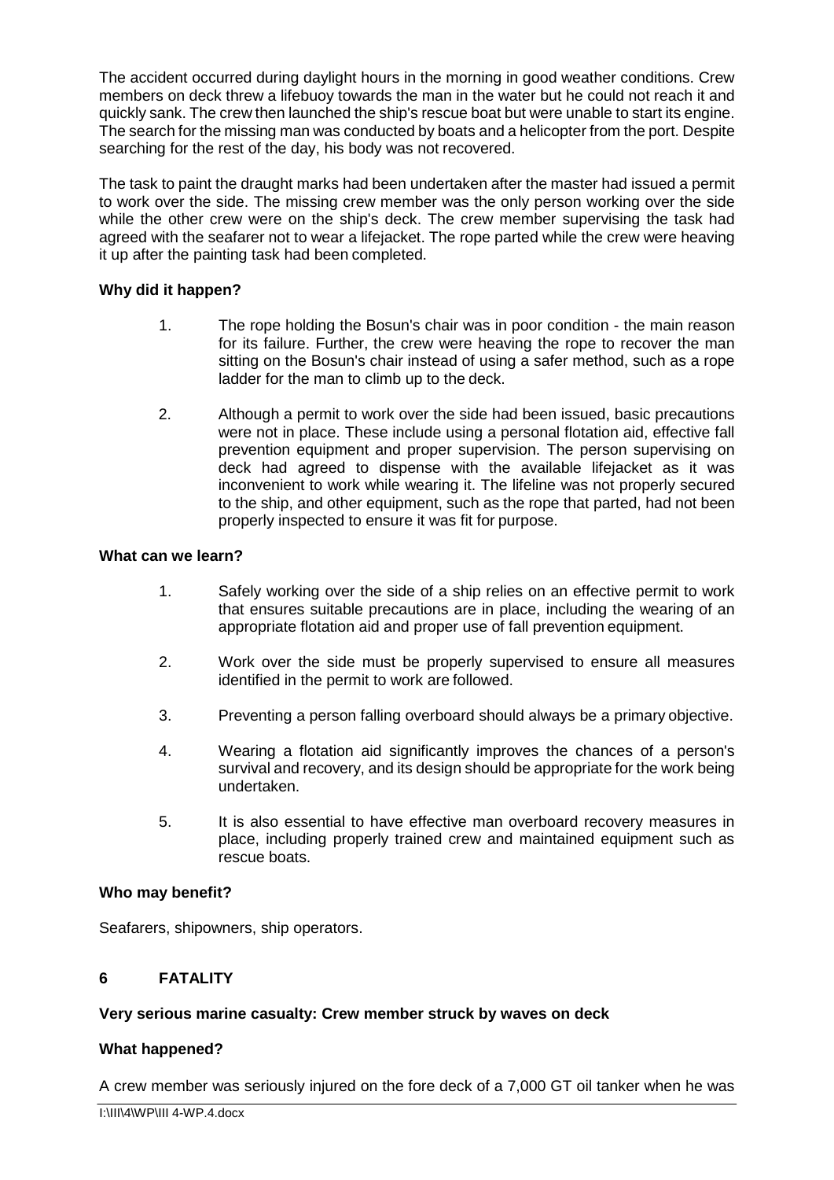The accident occurred during daylight hours in the morning in good weather conditions. Crew members on deck threw a lifebuoy towards the man in the water but he could not reach it and quickly sank. The crew then launched the ship's rescue boat but were unable to start its engine. The search for the missing man was conducted by boats and a helicopter from the port. Despite searching for the rest of the day, his body was not recovered.

The task to paint the draught marks had been undertaken after the master had issued a permit to work over the side. The missing crew member was the only person working over the side while the other crew were on the ship's deck. The crew member supervising the task had agreed with the seafarer not to wear a lifejacket. The rope parted while the crew were heaving it up after the painting task had been completed.

**Why did it happen?**

1. The rope holding the Bosun's chair was in poor condition - the main reason for its failure. Further, the crew were heaving the rope to recover the man sitting on the Bosun's chair instead of using a safer method, such as a rope ladder for the man to climb up to the deck.
2. Although a permit to work over the side had been issued, basic precautions were not in place. These include using a personal flotation aid, effective fall prevention equipment and proper supervision. The person supervising on deck had agreed to dispense with the available lifejacket as it was inconvenient to work while wearing it. The lifeline was not properly secured to the ship, and other equipment, such as the rope that parted, had not been properly inspected to ensure it was fit for purpose.

**What can we learn?**

1. Safely working over the side of a ship relies on an effective permit to work that ensures suitable precautions are in place, including the wearing of an appropriate flotation aid and proper use of fall prevention equipment.
2. Work over the side must be properly supervised to ensure all measures identified in the permit to work are followed.
3. Preventing a person falling overboard should always be a primary objective.
4. Wearing a flotation aid significantly improves the chances of a person's survival and recovery, and its design should be appropriate for the work being undertaken.
5. It is also essential to have effective man overboard recovery measures in place, including properly trained crew and maintained equipment such as rescue boats.

**Who may benefit?**

Seafarers, shipowners, ship operators.

## 6 FATALITY

**Very serious marine casualty: Crew member struck by waves on deck**

**What happened?**

A crew member was seriously injured on the fore deck of a 7,000 GT oil tanker when he was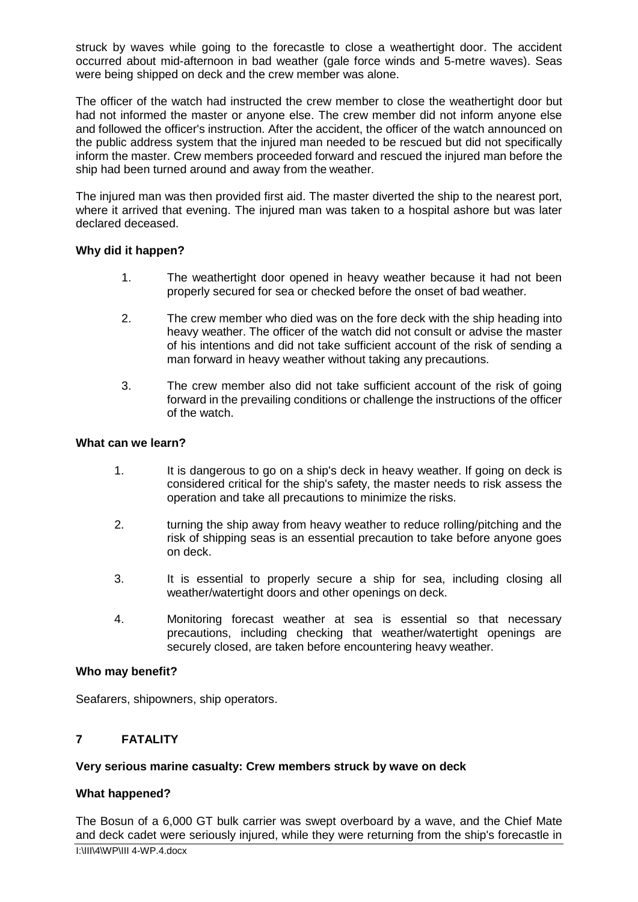struck by waves while going to the forecastle to close a weathertight door. The accident occurred about mid-afternoon in bad weather (gale force winds and 5-metre waves). Seas were being shipped on deck and the crew member was alone.

The officer of the watch had instructed the crew member to close the weathertight door but had not informed the master or anyone else. The crew member did not inform anyone else and followed the officer's instruction. After the accident, the officer of the watch announced on the public address system that the injured man needed to be rescued but did not specifically inform the master. Crew members proceeded forward and rescued the injured man before the ship had been turned around and away from the weather.

The injured man was then provided first aid. The master diverted the ship to the nearest port, where it arrived that evening. The injured man was taken to a hospital ashore but was later declared deceased.

**Why did it happen?**

1. The weathertight door opened in heavy weather because it had not been properly secured for sea or checked before the onset of bad weather.

2. The crew member who died was on the fore deck with the ship heading into heavy weather. The officer of the watch did not consult or advise the master of his intentions and did not take sufficient account of the risk of sending a man forward in heavy weather without taking any precautions.

3. The crew member also did not take sufficient account of the risk of going forward in the prevailing conditions or challenge the instructions of the officer of the watch.

**What can we learn?**

1. It is dangerous to go on a ship's deck in heavy weather. If going on deck is considered critical for the ship's safety, the master needs to risk assess the operation and take all precautions to minimize the risks.

2. turning the ship away from heavy weather to reduce rolling/pitching and the risk of shipping seas is an essential precaution to take before anyone goes on deck.

3. It is essential to properly secure a ship for sea, including closing all weather/watertight doors and other openings on deck.

4. Monitoring forecast weather at sea is essential so that necessary precautions, including checking that weather/watertight openings are securely closed, are taken before encountering heavy weather.

**Who may benefit?**

Seafarers, shipowners, ship operators.

## 7 FATALITY

**Very serious marine casualty: Crew members struck by wave on deck**

**What happened?**

The Bosun of a 6,000 GT bulk carrier was swept overboard by a wave, and the Chief Mate and deck cadet were seriously injured, while they were returning from the ship's forecastle in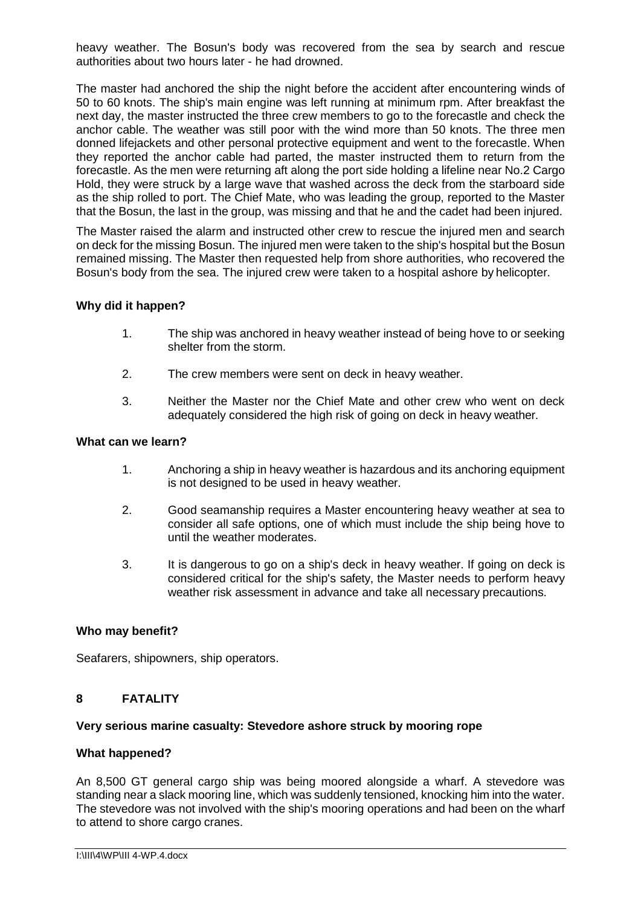heavy weather. The Bosun's body was recovered from the sea by search and rescue authorities about two hours later - he had drowned.

The master had anchored the ship the night before the accident after encountering winds of 50 to 60 knots. The ship's main engine was left running at minimum rpm. After breakfast the next day, the master instructed the three crew members to go to the forecastle and check the anchor cable. The weather was still poor with the wind more than 50 knots. The three men donned lifejackets and other personal protective equipment and went to the forecastle. When they reported the anchor cable had parted, the master instructed them to return from the forecastle. As the men were returning aft along the port side holding a lifeline near No.2 Cargo Hold, they were struck by a large wave that washed across the deck from the starboard side as the ship rolled to port. The Chief Mate, who was leading the group, reported to the Master that the Bosun, the last in the group, was missing and that he and the cadet had been injured.

The Master raised the alarm and instructed other crew to rescue the injured men and search on deck for the missing Bosun. The injured men were taken to the ship's hospital but the Bosun remained missing. The Master then requested help from shore authorities, who recovered the Bosun's body from the sea. The injured crew were taken to a hospital ashore by helicopter.

**Why did it happen?**

1. The ship was anchored in heavy weather instead of being hove to or seeking shelter from the storm.
2. The crew members were sent on deck in heavy weather.
3. Neither the Master nor the Chief Mate and other crew who went on deck adequately considered the high risk of going on deck in heavy weather.

**What can we learn?**

1. Anchoring a ship in heavy weather is hazardous and its anchoring equipment is not designed to be used in heavy weather.
2. Good seamanship requires a Master encountering heavy weather at sea to consider all safe options, one of which must include the ship being hove to until the weather moderates.
3. It is dangerous to go on a ship's deck in heavy weather. If going on deck is considered critical for the ship's safety, the Master needs to perform heavy weather risk assessment in advance and take all necessary precautions.

**Who may benefit?**

Seafarers, shipowners, ship operators.

## 8 FATALITY

**Very serious marine casualty: Stevedore ashore struck by mooring rope**

**What happened?**

An 8,500 GT general cargo ship was being moored alongside a wharf. A stevedore was standing near a slack mooring line, which was suddenly tensioned, knocking him into the water. The stevedore was not involved with the ship's mooring operations and had been on the wharf to attend to shore cargo cranes.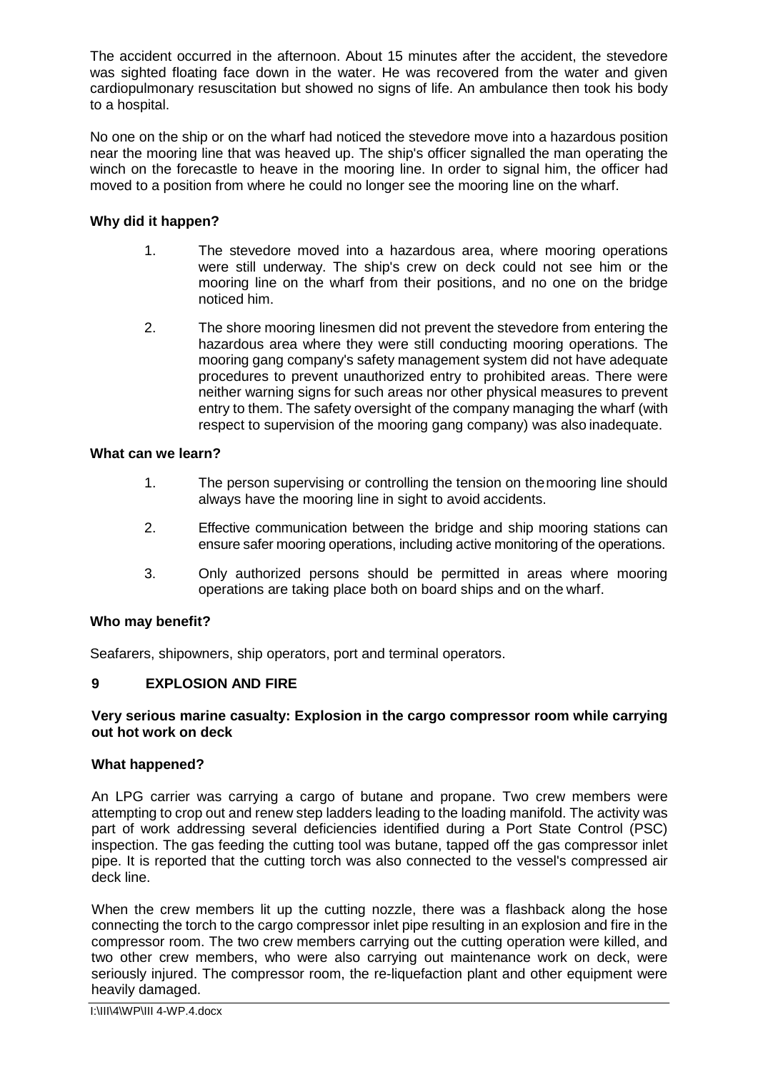The accident occurred in the afternoon. About 15 minutes after the accident, the stevedore was sighted floating face down in the water. He was recovered from the water and given cardiopulmonary resuscitation but showed no signs of life. An ambulance then took his body to a hospital.

No one on the ship or on the wharf had noticed the stevedore move into a hazardous position near the mooring line that was heaved up. The ship's officer signalled the man operating the winch on the forecastle to heave in the mooring line. In order to signal him, the officer had moved to a position from where he could no longer see the mooring line on the wharf.

**Why did it happen?**

1. The stevedore moved into a hazardous area, where mooring operations were still underway. The ship's crew on deck could not see him or the mooring line on the wharf from their positions, and no one on the bridge noticed him.

2. The shore mooring linesmen did not prevent the stevedore from entering the hazardous area where they were still conducting mooring operations. The mooring gang company's safety management system did not have adequate procedures to prevent unauthorized entry to prohibited areas. There were neither warning signs for such areas nor other physical measures to prevent entry to them. The safety oversight of the company managing the wharf (with respect to supervision of the mooring gang company) was also inadequate.

**What can we learn?**

1. The person supervising or controlling the tension on the mooring line should always have the mooring line in sight to avoid accidents.

2. Effective communication between the bridge and ship mooring stations can ensure safer mooring operations, including active monitoring of the operations.

3. Only authorized persons should be permitted in areas where mooring operations are taking place both on board ships and on the wharf.

**Who may benefit?**

Seafarers, shipowners, ship operators, port and terminal operators.

## 9 EXPLOSION AND FIRE

**Very serious marine casualty: Explosion in the cargo compressor room while carrying out hot work on deck**

**What happened?**

An LPG carrier was carrying a cargo of butane and propane. Two crew members were attempting to crop out and renew step ladders leading to the loading manifold. The activity was part of work addressing several deficiencies identified during a Port State Control (PSC) inspection. The gas feeding the cutting tool was butane, tapped off the gas compressor inlet pipe. It is reported that the cutting torch was also connected to the vessel's compressed air deck line.

When the crew members lit up the cutting nozzle, there was a flashback along the hose connecting the torch to the cargo compressor inlet pipe resulting in an explosion and fire in the compressor room. The two crew members carrying out the cutting operation were killed, and two other crew members, who were also carrying out maintenance work on deck, were seriously injured. The compressor room, the re-liquefaction plant and other equipment were heavily damaged.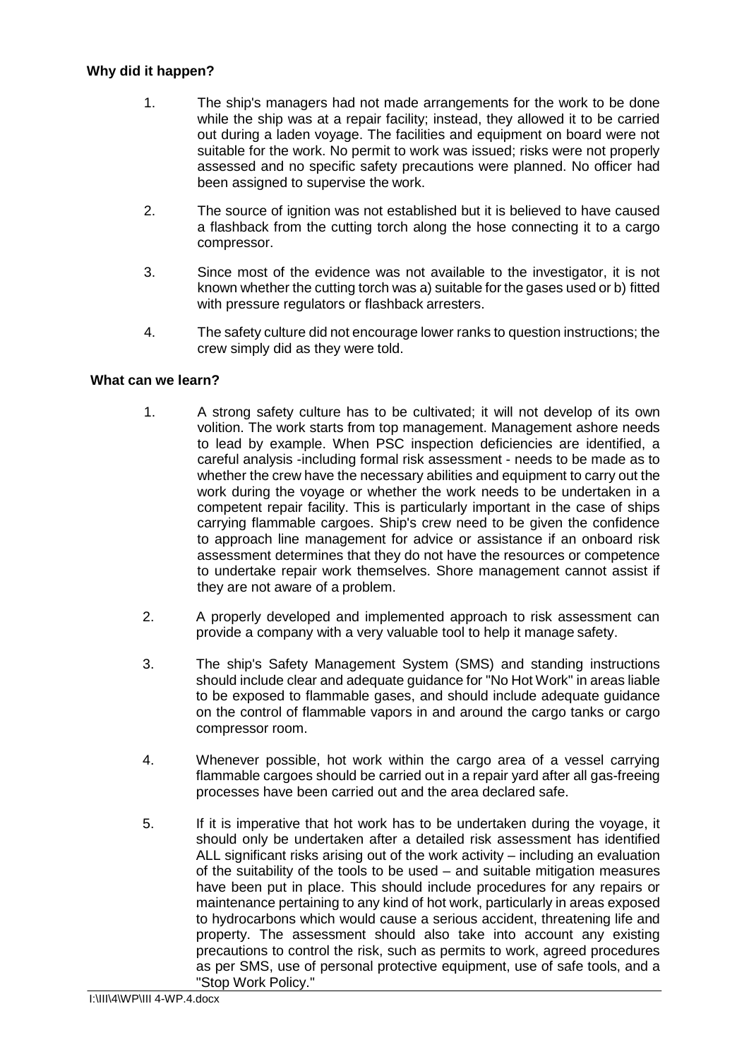**Why did it happen?**

1. The ship's managers had not made arrangements for the work to be done while the ship was at a repair facility; instead, they allowed it to be carried out during a laden voyage. The facilities and equipment on board were not suitable for the work. No permit to work was issued; risks were not properly assessed and no specific safety precautions were planned. No officer had been assigned to supervise the work.

2. The source of ignition was not established but it is believed to have caused a flashback from the cutting torch along the hose connecting it to a cargo compressor.

3. Since most of the evidence was not available to the investigator, it is not known whether the cutting torch was a) suitable for the gases used or b) fitted with pressure regulators or flashback arresters.

4. The safety culture did not encourage lower ranks to question instructions; the crew simply did as they were told.

**What can we learn?**

1. A strong safety culture has to be cultivated; it will not develop of its own volition. The work starts from top management. Management ashore needs to lead by example. When PSC inspection deficiencies are identified, a careful analysis -including formal risk assessment - needs to be made as to whether the crew have the necessary abilities and equipment to carry out the work during the voyage or whether the work needs to be undertaken in a competent repair facility. This is particularly important in the case of ships carrying flammable cargoes. Ship's crew need to be given the confidence to approach line management for advice or assistance if an onboard risk assessment determines that they do not have the resources or competence to undertake repair work themselves. Shore management cannot assist if they are not aware of a problem.

2. A properly developed and implemented approach to risk assessment can provide a company with a very valuable tool to help it manage safety.

3. The ship's Safety Management System (SMS) and standing instructions should include clear and adequate guidance for "No Hot Work" in areas liable to be exposed to flammable gases, and should include adequate guidance on the control of flammable vapors in and around the cargo tanks or cargo compressor room.

4. Whenever possible, hot work within the cargo area of a vessel carrying flammable cargoes should be carried out in a repair yard after all gas-freeing processes have been carried out and the area declared safe.

5. If it is imperative that hot work has to be undertaken during the voyage, it should only be undertaken after a detailed risk assessment has identified ALL significant risks arising out of the work activity – including an evaluation of the suitability of the tools to be used – and suitable mitigation measures have been put in place. This should include procedures for any repairs or maintenance pertaining to any kind of hot work, particularly in areas exposed to hydrocarbons which would cause a serious accident, threatening life and property. The assessment should also take into account any existing precautions to control the risk, such as permits to work, agreed procedures as per SMS, use of personal protective equipment, use of safe tools, and a "Stop Work Policy."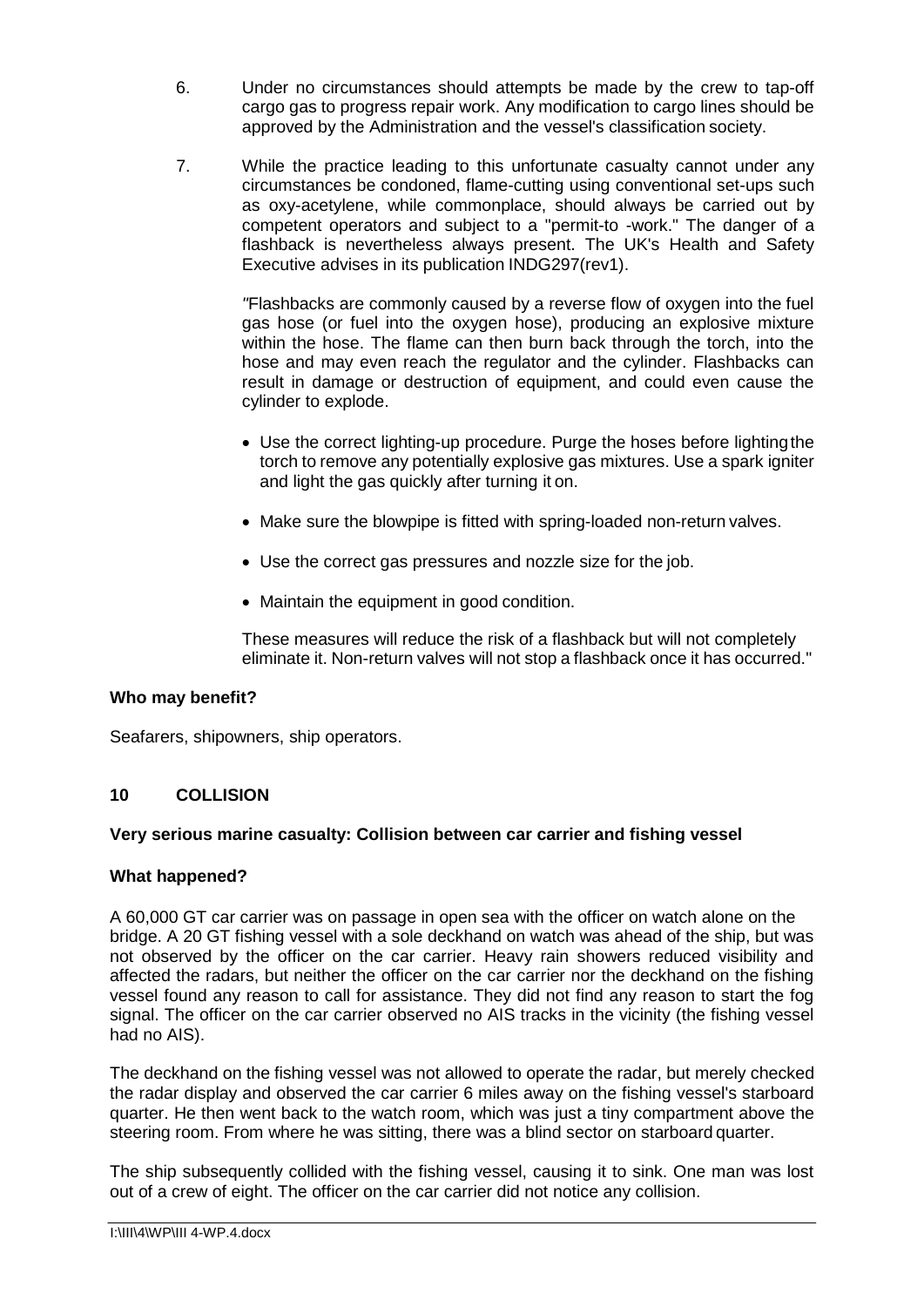6. Under no circumstances should attempts be made by the crew to tap-off cargo gas to progress repair work. Any modification to cargo lines should be approved by the Administration and the vessel's classification society.

7. While the practice leading to this unfortunate casualty cannot under any circumstances be condoned, flame-cutting using conventional set-ups such as oxy-acetylene, while commonplace, should always be carried out by competent operators and subject to a "permit-to -work." The danger of a flashback is nevertheless always present. The UK's Health and Safety Executive advises in its publication INDG297(rev1).

   *"*Flashbacks are commonly caused by a reverse flow of oxygen into the fuel gas hose (or fuel into the oxygen hose), producing an explosive mixture within the hose. The flame can then burn back through the torch, into the hose and may even reach the regulator and the cylinder. Flashbacks can result in damage or destruction of equipment, and could even cause the cylinder to explode.

   - Use the correct lighting-up procedure. Purge the hoses before lighting the torch to remove any potentially explosive gas mixtures. Use a spark igniter and light the gas quickly after turning it on.
   - Make sure the blowpipe is fitted with spring-loaded non-return valves.
   - Use the correct gas pressures and nozzle size for the job.
   - Maintain the equipment in good condition.

   These measures will reduce the risk of a flashback but will not completely eliminate it. Non-return valves will not stop a flashback once it has occurred."

**Who may benefit?**

Seafarers, shipowners, ship operators.

## 10 COLLISION

**Very serious marine casualty: Collision between car carrier and fishing vessel**

**What happened?**

A 60,000 GT car carrier was on passage in open sea with the officer on watch alone on the bridge. A 20 GT fishing vessel with a sole deckhand on watch was ahead of the ship, but was not observed by the officer on the car carrier. Heavy rain showers reduced visibility and affected the radars, but neither the officer on the car carrier nor the deckhand on the fishing vessel found any reason to call for assistance. They did not find any reason to start the fog signal. The officer on the car carrier observed no AIS tracks in the vicinity (the fishing vessel had no AIS).

The deckhand on the fishing vessel was not allowed to operate the radar, but merely checked the radar display and observed the car carrier 6 miles away on the fishing vessel's starboard quarter. He then went back to the watch room, which was just a tiny compartment above the steering room. From where he was sitting, there was a blind sector on starboard quarter.

The ship subsequently collided with the fishing vessel, causing it to sink. One man was lost out of a crew of eight. The officer on the car carrier did not notice any collision.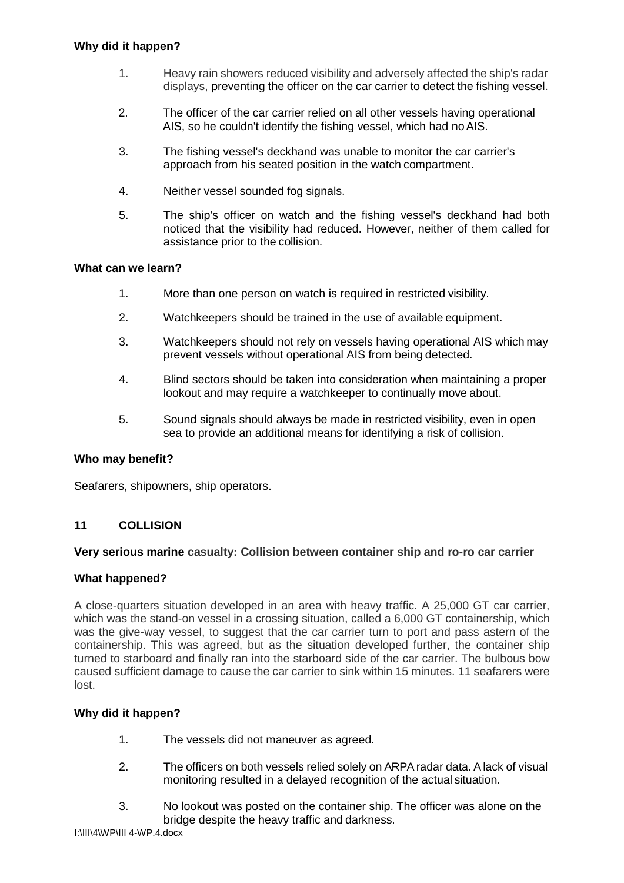**Why did it happen?**

1. Heavy rain showers reduced visibility and adversely affected the ship's radar displays, preventing the officer on the car carrier to detect the fishing vessel.

2. The officer of the car carrier relied on all other vessels having operational AIS, so he couldn't identify the fishing vessel, which had no AIS.

3. The fishing vessel's deckhand was unable to monitor the car carrier's approach from his seated position in the watch compartment.

4. Neither vessel sounded fog signals.

5. The ship's officer on watch and the fishing vessel's deckhand had both noticed that the visibility had reduced. However, neither of them called for assistance prior to the collision.

**What can we learn?**

1. More than one person on watch is required in restricted visibility.

2. Watchkeepers should be trained in the use of available equipment.

3. Watchkeepers should not rely on vessels having operational AIS which may prevent vessels without operational AIS from being detected.

4. Blind sectors should be taken into consideration when maintaining a proper lookout and may require a watchkeeper to continually move about.

5. Sound signals should always be made in restricted visibility, even in open sea to provide an additional means for identifying a risk of collision.

**Who may benefit?**

Seafarers, shipowners, ship operators.

## 11 COLLISION

**Very serious marine casualty: Collision between container ship and ro-ro car carrier**

**What happened?**

A close-quarters situation developed in an area with heavy traffic. A 25,000 GT car carrier, which was the stand-on vessel in a crossing situation, called a 6,000 GT containership, which was the give-way vessel, to suggest that the car carrier turn to port and pass astern of the containership. This was agreed, but as the situation developed further, the container ship turned to starboard and finally ran into the starboard side of the car carrier. The bulbous bow caused sufficient damage to cause the car carrier to sink within 15 minutes. 11 seafarers were lost.

**Why did it happen?**

1. The vessels did not maneuver as agreed.

2. The officers on both vessels relied solely on ARPA radar data. A lack of visual monitoring resulted in a delayed recognition of the actual situation.

3. No lookout was posted on the container ship. The officer was alone on the bridge despite the heavy traffic and darkness.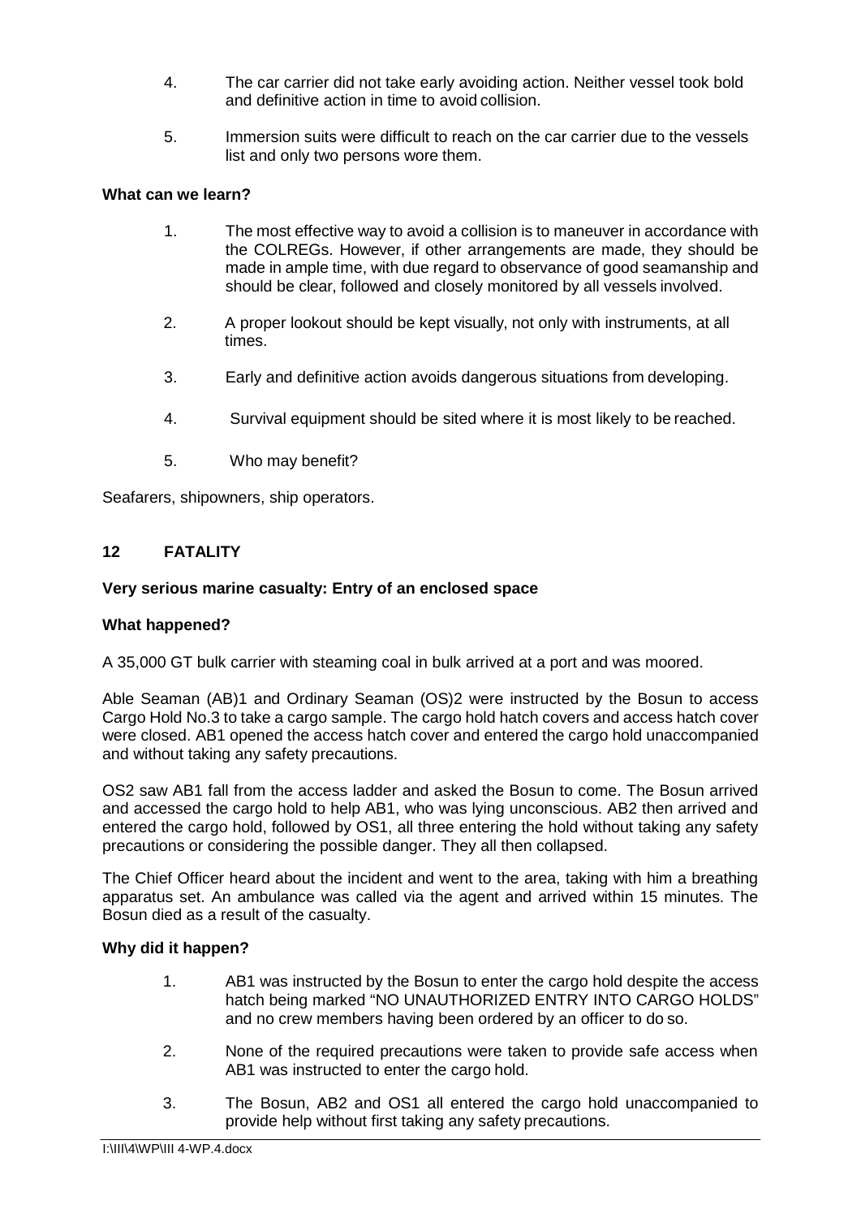4. The car carrier did not take early avoiding action. Neither vessel took bold and definitive action in time to avoid collision.

5. Immersion suits were difficult to reach on the car carrier due to the vessels list and only two persons wore them.

**What can we learn?**

1. The most effective way to avoid a collision is to maneuver in accordance with the COLREGs. However, if other arrangements are made, they should be made in ample time, with due regard to observance of good seamanship and should be clear, followed and closely monitored by all vessels involved.

2. A proper lookout should be kept visually, not only with instruments, at all times.

3. Early and definitive action avoids dangerous situations from developing.

4. Survival equipment should be sited where it is most likely to be reached.

5. Who may benefit?

Seafarers, shipowners, ship operators.

## 12 FATALITY

**Very serious marine casualty: Entry of an enclosed space**

**What happened?**

A 35,000 GT bulk carrier with steaming coal in bulk arrived at a port and was moored.

Able Seaman (AB)1 and Ordinary Seaman (OS)2 were instructed by the Bosun to access Cargo Hold No.3 to take a cargo sample. The cargo hold hatch covers and access hatch cover were closed. AB1 opened the access hatch cover and entered the cargo hold unaccompanied and without taking any safety precautions.

OS2 saw AB1 fall from the access ladder and asked the Bosun to come. The Bosun arrived and accessed the cargo hold to help AB1, who was lying unconscious. AB2 then arrived and entered the cargo hold, followed by OS1, all three entering the hold without taking any safety precautions or considering the possible danger. They all then collapsed.

The Chief Officer heard about the incident and went to the area, taking with him a breathing apparatus set. An ambulance was called via the agent and arrived within 15 minutes. The Bosun died as a result of the casualty.

**Why did it happen?**

1. AB1 was instructed by the Bosun to enter the cargo hold despite the access hatch being marked "NO UNAUTHORIZED ENTRY INTO CARGO HOLDS" and no crew members having been ordered by an officer to do so.

2. None of the required precautions were taken to provide safe access when AB1 was instructed to enter the cargo hold.

3. The Bosun, AB2 and OS1 all entered the cargo hold unaccompanied to provide help without first taking any safety precautions.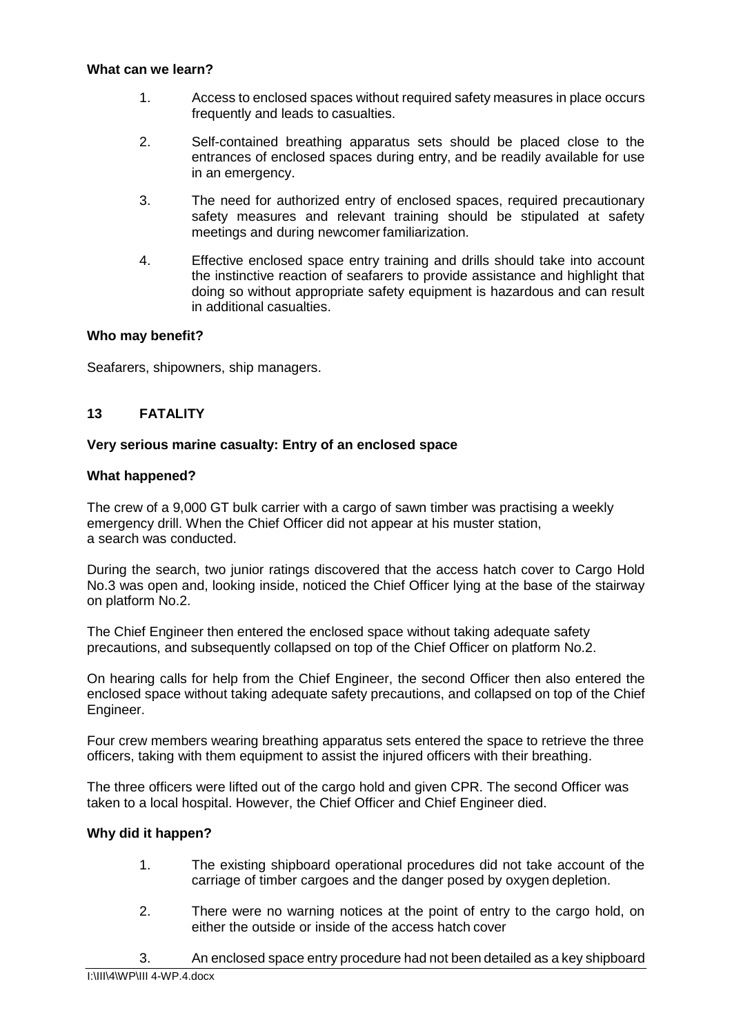**What can we learn?**

1. Access to enclosed spaces without required safety measures in place occurs frequently and leads to casualties.

2. Self-contained breathing apparatus sets should be placed close to the entrances of enclosed spaces during entry, and be readily available for use in an emergency.

3. The need for authorized entry of enclosed spaces, required precautionary safety measures and relevant training should be stipulated at safety meetings and during newcomer familiarization.

4. Effective enclosed space entry training and drills should take into account the instinctive reaction of seafarers to provide assistance and highlight that doing so without appropriate safety equipment is hazardous and can result in additional casualties.

**Who may benefit?**

Seafarers, shipowners, ship managers.

## 13 FATALITY

**Very serious marine casualty: Entry of an enclosed space**

**What happened?**

The crew of a 9,000 GT bulk carrier with a cargo of sawn timber was practising a weekly emergency drill. When the Chief Officer did not appear at his muster station, a search was conducted.

During the search, two junior ratings discovered that the access hatch cover to Cargo Hold No.3 was open and, looking inside, noticed the Chief Officer lying at the base of the stairway on platform No.2.

The Chief Engineer then entered the enclosed space without taking adequate safety precautions, and subsequently collapsed on top of the Chief Officer on platform No.2.

On hearing calls for help from the Chief Engineer, the second Officer then also entered the enclosed space without taking adequate safety precautions, and collapsed on top of the Chief Engineer.

Four crew members wearing breathing apparatus sets entered the space to retrieve the three officers, taking with them equipment to assist the injured officers with their breathing.

The three officers were lifted out of the cargo hold and given CPR. The second Officer was taken to a local hospital. However, the Chief Officer and Chief Engineer died.

**Why did it happen?**

1. The existing shipboard operational procedures did not take account of the carriage of timber cargoes and the danger posed by oxygen depletion.

2. There were no warning notices at the point of entry to the cargo hold, on either the outside or inside of the access hatch cover

3. An enclosed space entry procedure had not been detailed as a key shipboard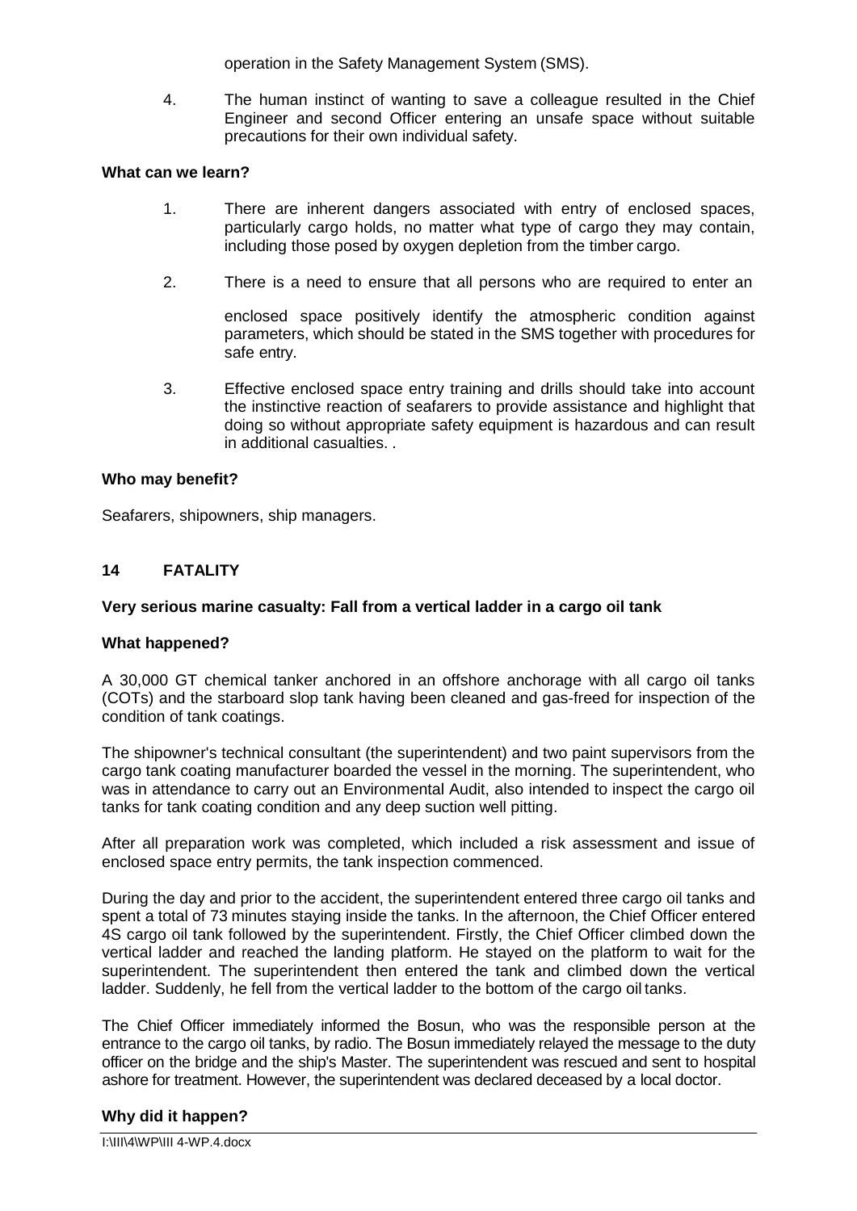operation in the Safety Management System (SMS).

4. The human instinct of wanting to save a colleague resulted in the Chief Engineer and second Officer entering an unsafe space without suitable precautions for their own individual safety.

**What can we learn?**

1. There are inherent dangers associated with entry of enclosed spaces, particularly cargo holds, no matter what type of cargo they may contain, including those posed by oxygen depletion from the timber cargo.

2. There is a need to ensure that all persons who are required to enter an

   enclosed space positively identify the atmospheric condition against parameters, which should be stated in the SMS together with procedures for safe entry.

3. Effective enclosed space entry training and drills should take into account the instinctive reaction of seafarers to provide assistance and highlight that doing so without appropriate safety equipment is hazardous and can result in additional casualties. .

**Who may benefit?**

Seafarers, shipowners, ship managers.

## 14 FATALITY

**Very serious marine casualty: Fall from a vertical ladder in a cargo oil tank**

**What happened?**

A 30,000 GT chemical tanker anchored in an offshore anchorage with all cargo oil tanks (COTs) and the starboard slop tank having been cleaned and gas-freed for inspection of the condition of tank coatings.

The shipowner's technical consultant (the superintendent) and two paint supervisors from the cargo tank coating manufacturer boarded the vessel in the morning. The superintendent, who was in attendance to carry out an Environmental Audit, also intended to inspect the cargo oil tanks for tank coating condition and any deep suction well pitting.

After all preparation work was completed, which included a risk assessment and issue of enclosed space entry permits, the tank inspection commenced.

During the day and prior to the accident, the superintendent entered three cargo oil tanks and spent a total of 73 minutes staying inside the tanks. In the afternoon, the Chief Officer entered 4S cargo oil tank followed by the superintendent. Firstly, the Chief Officer climbed down the vertical ladder and reached the landing platform. He stayed on the platform to wait for the superintendent. The superintendent then entered the tank and climbed down the vertical ladder. Suddenly, he fell from the vertical ladder to the bottom of the cargo oil tanks.

The Chief Officer immediately informed the Bosun, who was the responsible person at the entrance to the cargo oil tanks, by radio. The Bosun immediately relayed the message to the duty officer on the bridge and the ship's Master. The superintendent was rescued and sent to hospital ashore for treatment. However, the superintendent was declared deceased by a local doctor.

**Why did it happen?**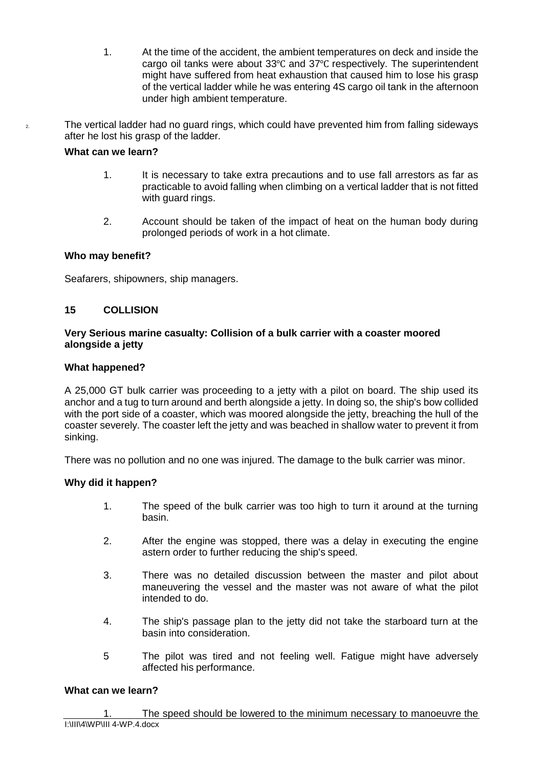1. At the time of the accident, the ambient temperatures on deck and inside the cargo oil tanks were about 33℃ and 37℃ respectively. The superintendent might have suffered from heat exhaustion that caused him to lose his grasp of the vertical ladder while he was entering 4S cargo oil tank in the afternoon under high ambient temperature.

2. The vertical ladder had no guard rings, which could have prevented him from falling sideways after he lost his grasp of the ladder.

**What can we learn?**

1. It is necessary to take extra precautions and to use fall arrestors as far as practicable to avoid falling when climbing on a vertical ladder that is not fitted with guard rings.

2. Account should be taken of the impact of heat on the human body during prolonged periods of work in a hot climate.

**Who may benefit?**

Seafarers, shipowners, ship managers.

## 15 COLLISION

**Very Serious marine casualty: Collision of a bulk carrier with a coaster moored alongside a jetty**

**What happened?**

A 25,000 GT bulk carrier was proceeding to a jetty with a pilot on board. The ship used its anchor and a tug to turn around and berth alongside a jetty. In doing so, the ship's bow collided with the port side of a coaster, which was moored alongside the jetty, breaching the hull of the coaster severely. The coaster left the jetty and was beached in shallow water to prevent it from sinking.

There was no pollution and no one was injured. The damage to the bulk carrier was minor.

**Why did it happen?**

1. The speed of the bulk carrier was too high to turn it around at the turning basin.

2. After the engine was stopped, there was a delay in executing the engine astern order to further reducing the ship's speed.

3. There was no detailed discussion between the master and pilot about maneuvering the vessel and the master was not aware of what the pilot intended to do.

4. The ship's passage plan to the jetty did not take the starboard turn at the basin into consideration.

5 The pilot was tired and not feeling well. Fatigue might have adversely affected his performance.

**What can we learn?**

1. The speed should be lowered to the minimum necessary to manoeuvre the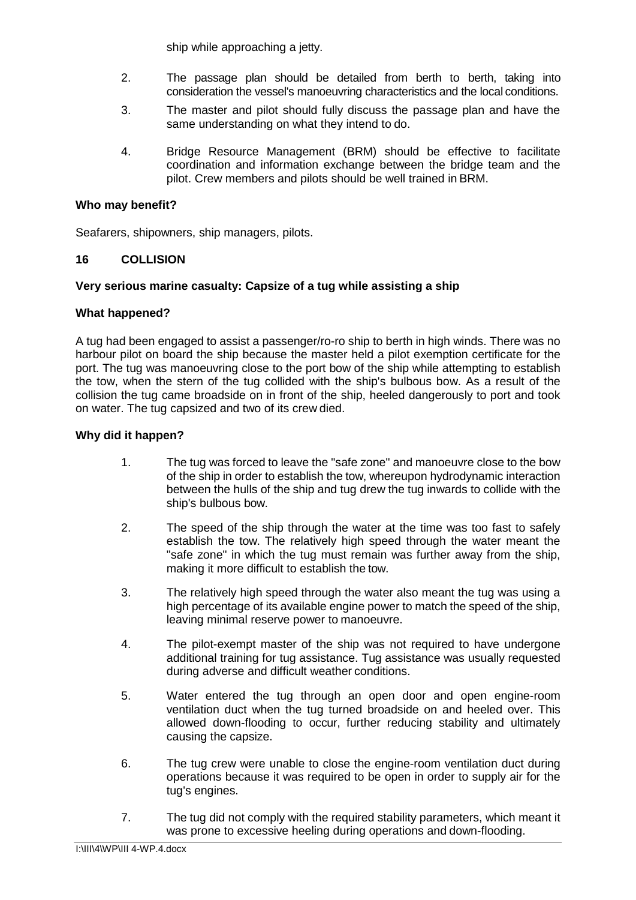ship while approaching a jetty.

2. The passage plan should be detailed from berth to berth, taking into consideration the vessel's manoeuvring characteristics and the local conditions.

3. The master and pilot should fully discuss the passage plan and have the same understanding on what they intend to do.

4. Bridge Resource Management (BRM) should be effective to facilitate coordination and information exchange between the bridge team and the pilot. Crew members and pilots should be well trained in BRM.

**Who may benefit?**

Seafarers, shipowners, ship managers, pilots.

**16 COLLISION**

**Very serious marine casualty: Capsize of a tug while assisting a ship**

**What happened?**

A tug had been engaged to assist a passenger/ro-ro ship to berth in high winds. There was no harbour pilot on board the ship because the master held a pilot exemption certificate for the port. The tug was manoeuvring close to the port bow of the ship while attempting to establish the tow, when the stern of the tug collided with the ship's bulbous bow. As a result of the collision the tug came broadside on in front of the ship, heeled dangerously to port and took on water. The tug capsized and two of its crew died.

**Why did it happen?**

1. The tug was forced to leave the "safe zone" and manoeuvre close to the bow of the ship in order to establish the tow, whereupon hydrodynamic interaction between the hulls of the ship and tug drew the tug inwards to collide with the ship's bulbous bow.

2. The speed of the ship through the water at the time was too fast to safely establish the tow. The relatively high speed through the water meant the "safe zone" in which the tug must remain was further away from the ship, making it more difficult to establish the tow.

3. The relatively high speed through the water also meant the tug was using a high percentage of its available engine power to match the speed of the ship, leaving minimal reserve power to manoeuvre.

4. The pilot-exempt master of the ship was not required to have undergone additional training for tug assistance. Tug assistance was usually requested during adverse and difficult weather conditions.

5. Water entered the tug through an open door and open engine-room ventilation duct when the tug turned broadside on and heeled over. This allowed down-flooding to occur, further reducing stability and ultimately causing the capsize.

6. The tug crew were unable to close the engine-room ventilation duct during operations because it was required to be open in order to supply air for the tug's engines.

7. The tug did not comply with the required stability parameters, which meant it was prone to excessive heeling during operations and down-flooding.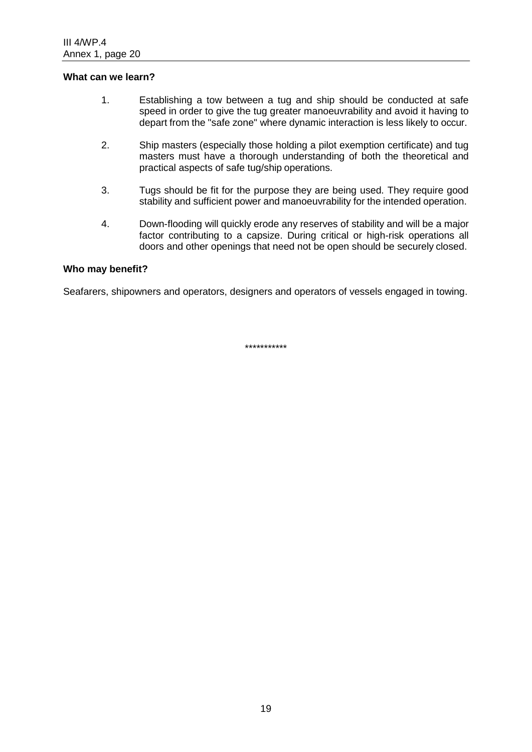**What can we learn?**

1. Establishing a tow between a tug and ship should be conducted at safe speed in order to give the tug greater manoeuvrability and avoid it having to depart from the "safe zone" where dynamic interaction is less likely to occur.

2. Ship masters (especially those holding a pilot exemption certificate) and tug masters must have a thorough understanding of both the theoretical and practical aspects of safe tug/ship operations.

3. Tugs should be fit for the purpose they are being used. They require good stability and sufficient power and manoeuvrability for the intended operation.

4. Down-flooding will quickly erode any reserves of stability and will be a major factor contributing to a capsize. During critical or high-risk operations all doors and other openings that need not be open should be securely closed.

**Who may benefit?**

Seafarers, shipowners and operators, designers and operators of vessels engaged in towing.

***********